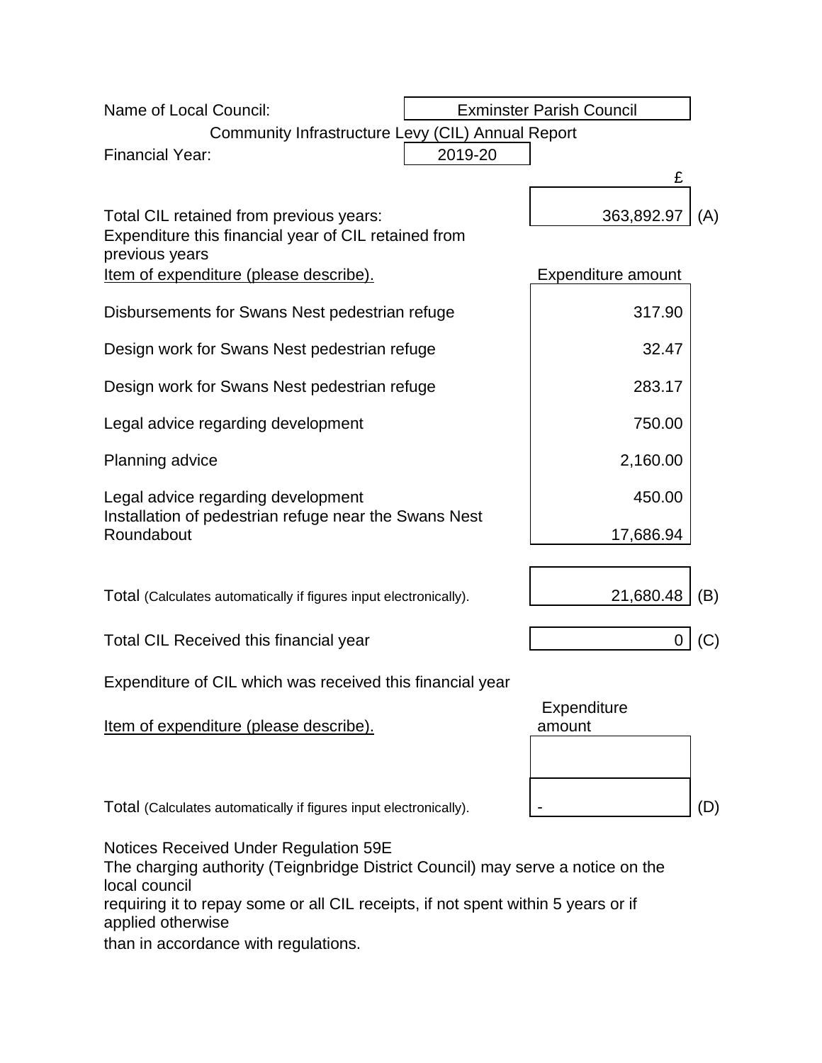| Name of Local Council: | Exminster Parish Council |
|---|---|

## Community Infrastructure Levy (CIL) Annual Report

| Financial Year: | 2019-20 |
|---|---|

| | £ | |
|---|---|---|
| Total CIL retained from previous years: | 363,892.97 | (A) |

Expenditure this financial year of CIL retained from previous years

| Item of expenditure (please describe). | Expenditure amount |
|---|---|
| Disbursements for Swans Nest pedestrian refuge | 317.90 |
| Design work for Swans Nest pedestrian refuge | 32.47 |
| Design work for Swans Nest pedestrian refuge | 283.17 |
| Legal advice regarding development | 750.00 |
| Planning advice | 2,160.00 |
| Legal advice regarding development | 450.00 |
| Installation of pedestrian refuge near the Swans Nest Roundabout | 17,686.94 |

| | | |
|---|---|---|
| Total (Calculates automatically if figures input electronically). | 21,680.48 | (B) |
| Total CIL Received this financial year | 0 | (C) |

Expenditure of CIL which was received this financial year

| Item of expenditure (please describe). | Expenditure amount | |
|---|---|---|
| | | |
| Total (Calculates automatically if figures input electronically). | - | (D) |

Notices Received Under Regulation 59E

The charging authority (Teignbridge District Council) may serve a notice on the local council requiring it to repay some or all CIL receipts, if not spent within 5 years or if applied otherwise than in accordance with regulations.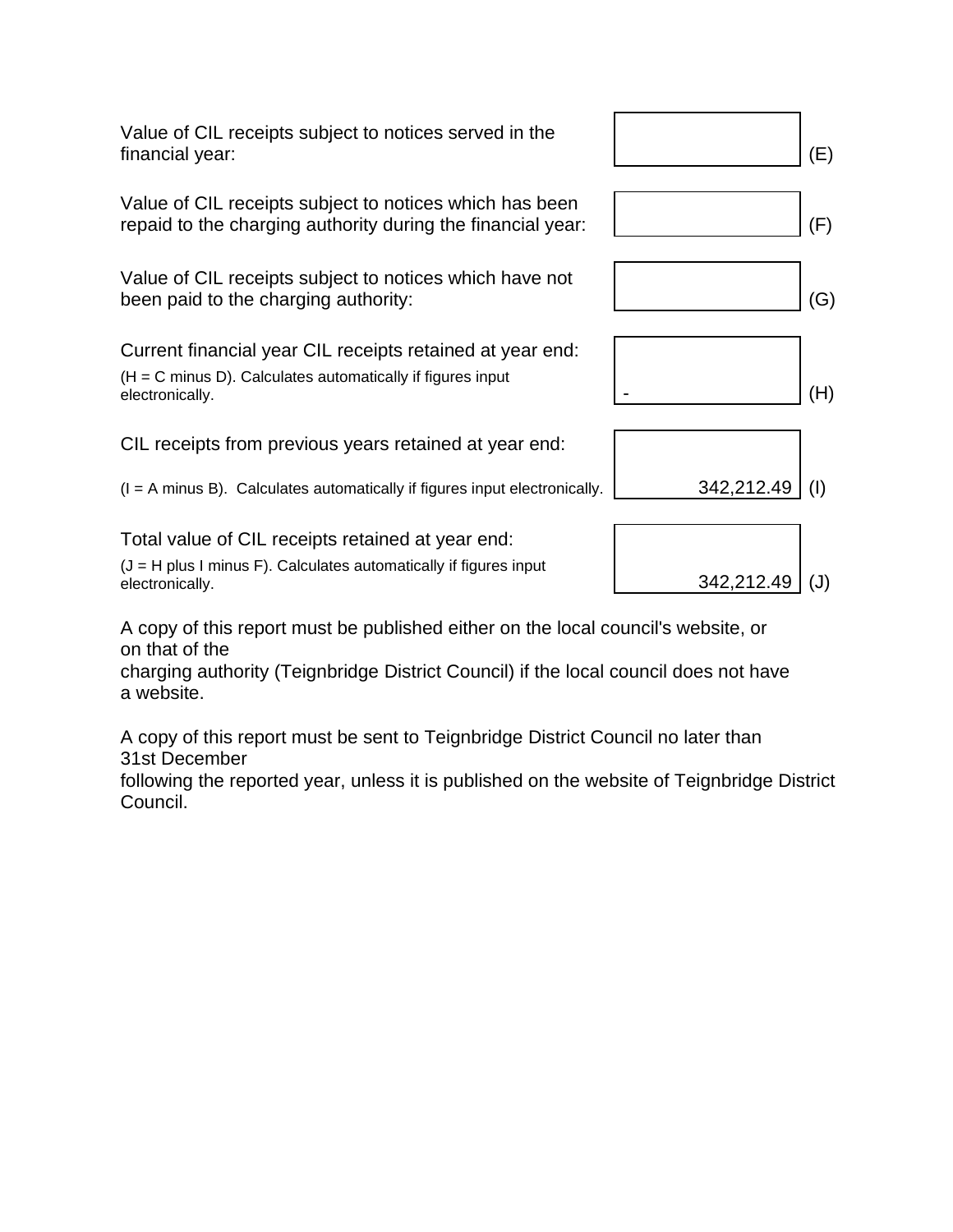| | | |
|---|---|---|
| Value of CIL receipts subject to notices served in the financial year: | | (E) |
| Value of CIL receipts subject to notices which has been repaid to the charging authority during the financial year: | | (F) |
| Value of CIL receipts subject to notices which have not been paid to the charging authority: | | (G) |
| Current financial year CIL receipts retained at year end: (H = C minus D). Calculates automatically if figures input electronically. | - | (H) |
| CIL receipts from previous years retained at year end: (I = A minus B). Calculates automatically if figures input electronically. | 342,212.49 | (I) |
| Total value of CIL receipts retained at year end: (J = H plus I minus F). Calculates automatically if figures input electronically. | 342,212.49 | (J) |

A copy of this report must be published either on the local council's website, or on that of the charging authority (Teignbridge District Council) if the local council does not have a website.

A copy of this report must be sent to Teignbridge District Council no later than 31st December following the reported year, unless it is published on the website of Teignbridge District Council.